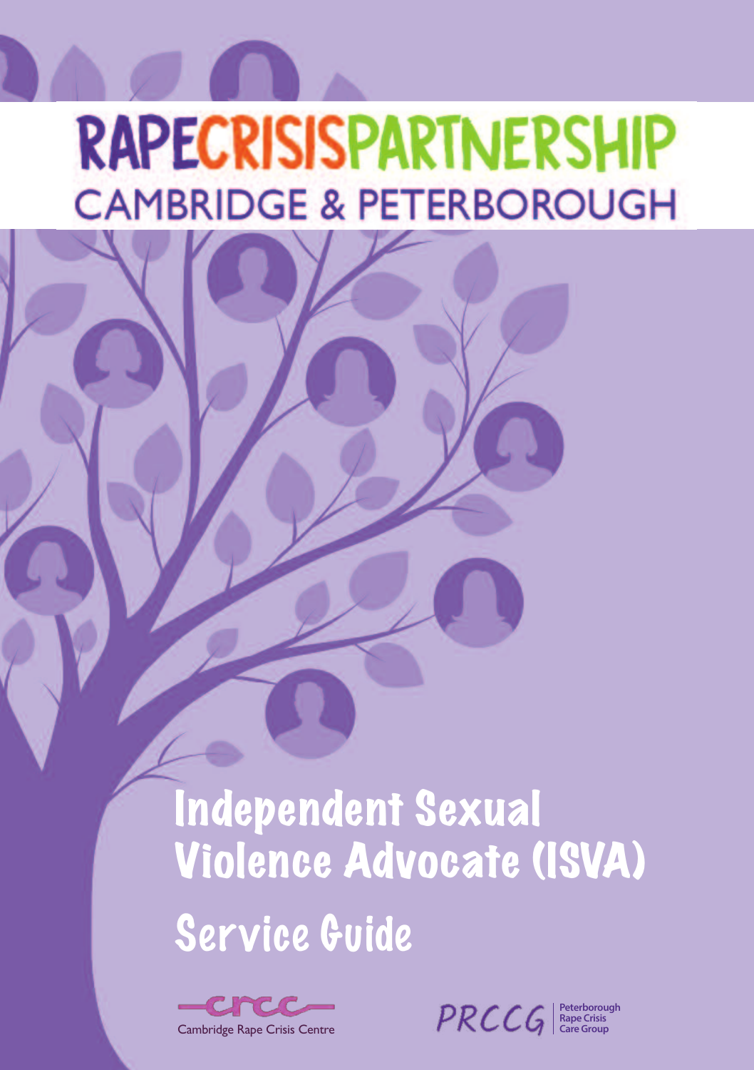# RAPE CRISIS PARTNERSHIP

## CAMBRIDGE & PETERBOROUGH

# Independent Sexual Violence Advocate (ISVA)

# Service Guide

Cambridge Rape Crisis Centre

PRCCG Peterborough Rape Crisis Care Group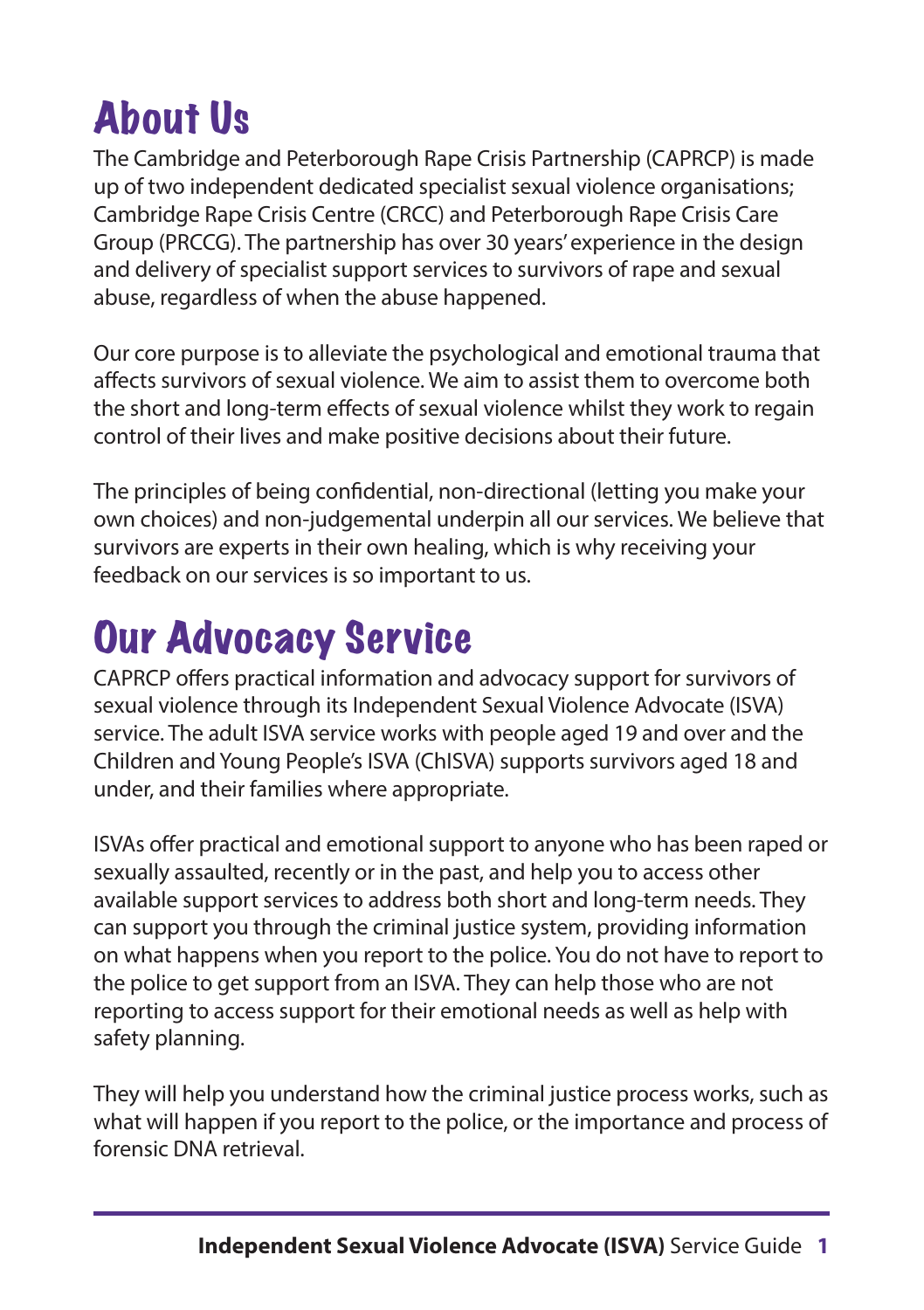# About Us

The Cambridge and Peterborough Rape Crisis Partnership (CAPRCP) is made up of two independent dedicated specialist sexual violence organisations; Cambridge Rape Crisis Centre (CRCC) and Peterborough Rape Crisis Care Group (PRCCG). The partnership has over 30 years' experience in the design and delivery of specialist support services to survivors of rape and sexual abuse, regardless of when the abuse happened.

Our core purpose is to alleviate the psychological and emotional trauma that affects survivors of sexual violence. We aim to assist them to overcome both the short and long-term effects of sexual violence whilst they work to regain control of their lives and make positive decisions about their future.

The principles of being confidential, non-directional (letting you make your own choices) and non-judgemental underpin all our services. We believe that survivors are experts in their own healing, which is why receiving your feedback on our services is so important to us.

# Our Advocacy Service

CAPRCP offers practical information and advocacy support for survivors of sexual violence through its Independent Sexual Violence Advocate (ISVA) service. The adult ISVA service works with people aged 19 and over and the Children and Young People's ISVA (ChISVA) supports survivors aged 18 and under, and their families where appropriate.

ISVAs offer practical and emotional support to anyone who has been raped or sexually assaulted, recently or in the past, and help you to access other available support services to address both short and long-term needs. They can support you through the criminal justice system, providing information on what happens when you report to the police. You do not have to report to the police to get support from an ISVA. They can help those who are not reporting to access support for their emotional needs as well as help with safety planning.

They will help you understand how the criminal justice process works, such as what will happen if you report to the police, or the importance and process of forensic DNA retrieval.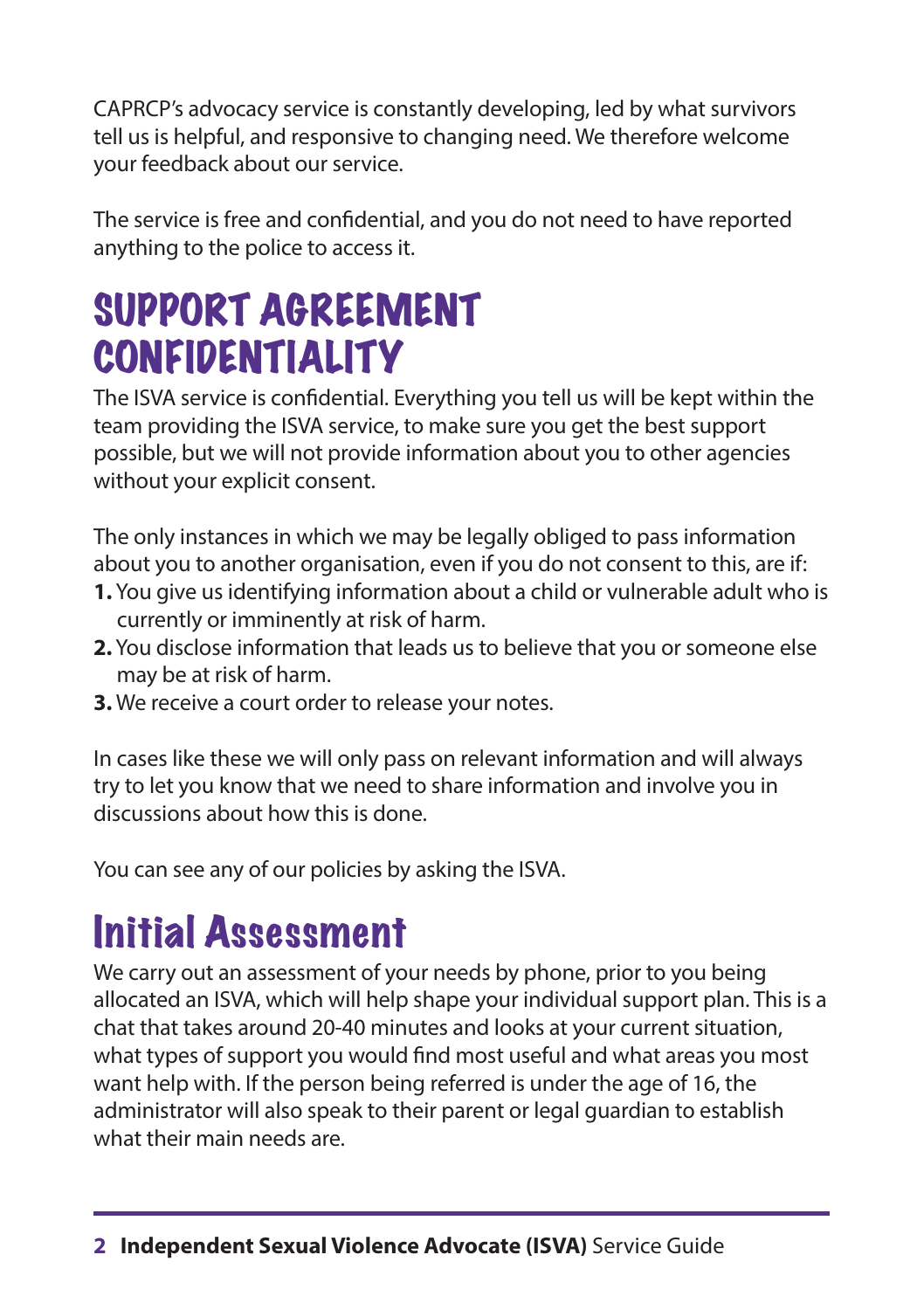CAPRCP's advocacy service is constantly developing, led by what survivors tell us is helpful, and responsive to changing need. We therefore welcome your feedback about our service.

The service is free and confidential, and you do not need to have reported anything to the police to access it.

## SUPPORT AGREEMENT CONFIDENTIALITY

The ISVA service is confidential. Everything you tell us will be kept within the team providing the ISVA service, to make sure you get the best support possible, but we will not provide information about you to other agencies without your explicit consent.

The only instances in which we may be legally obliged to pass information about you to another organisation, even if you do not consent to this, are if:

1. You give us identifying information about a child or vulnerable adult who is currently or imminently at risk of harm.
2. You disclose information that leads us to believe that you or someone else may be at risk of harm.
3. We receive a court order to release your notes.

In cases like these we will only pass on relevant information and will always try to let you know that we need to share information and involve you in discussions about how this is done.

You can see any of our policies by asking the ISVA.

## Initial Assessment

We carry out an assessment of your needs by phone, prior to you being allocated an ISVA, which will help shape your individual support plan. This is a chat that takes around 20-40 minutes and looks at your current situation, what types of support you would find most useful and what areas you most want help with. If the person being referred is under the age of 16, the administrator will also speak to their parent or legal guardian to establish what their main needs are.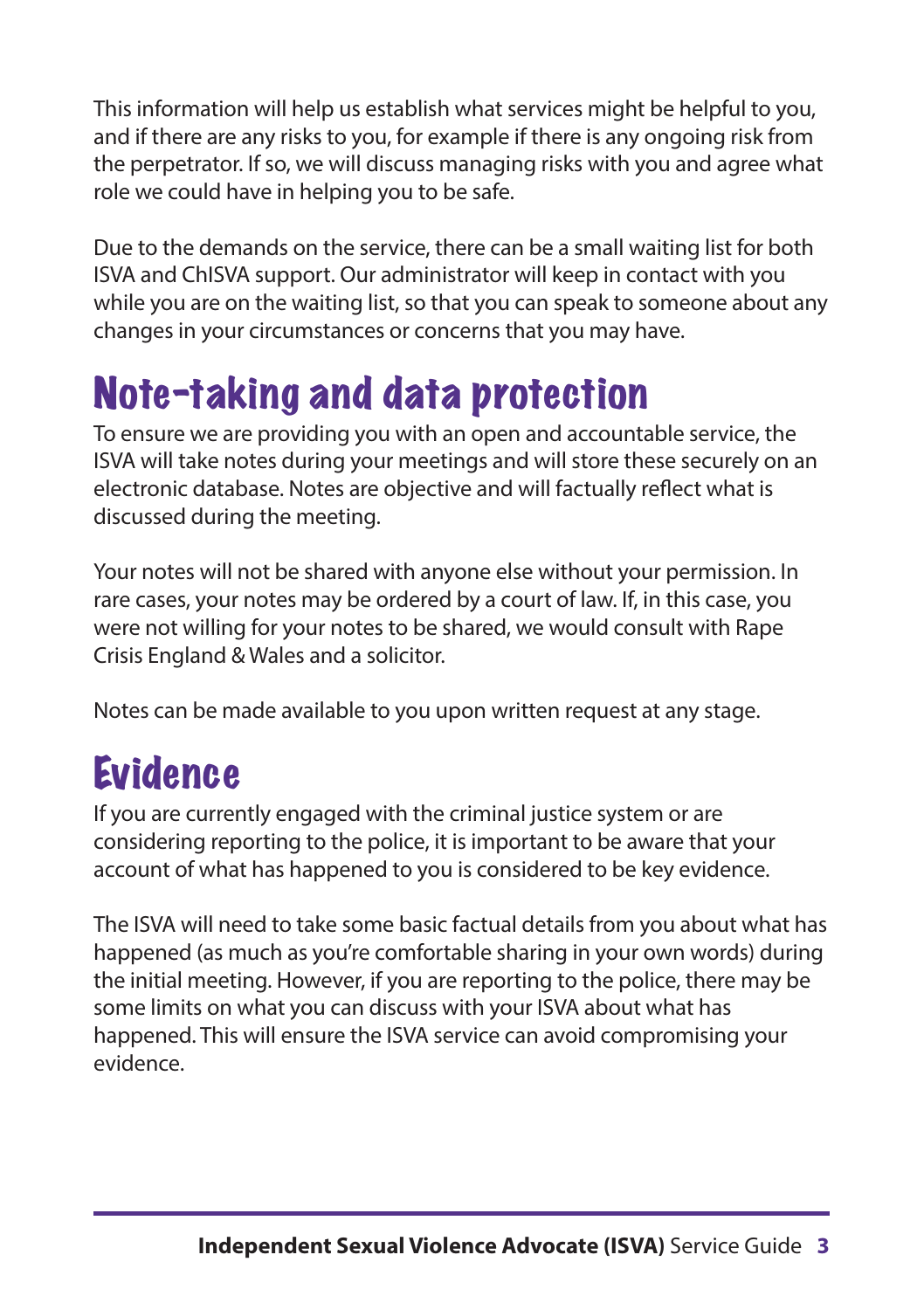This information will help us establish what services might be helpful to you, and if there are any risks to you, for example if there is any ongoing risk from the perpetrator. If so, we will discuss managing risks with you and agree what role we could have in helping you to be safe.

Due to the demands on the service, there can be a small waiting list for both ISVA and ChISVA support. Our administrator will keep in contact with you while you are on the waiting list, so that you can speak to someone about any changes in your circumstances or concerns that you may have.

## Note-taking and data protection

To ensure we are providing you with an open and accountable service, the ISVA will take notes during your meetings and will store these securely on an electronic database. Notes are objective and will factually reflect what is discussed during the meeting.

Your notes will not be shared with anyone else without your permission. In rare cases, your notes may be ordered by a court of law. If, in this case, you were not willing for your notes to be shared, we would consult with Rape Crisis England & Wales and a solicitor.

Notes can be made available to you upon written request at any stage.

## Evidence

If you are currently engaged with the criminal justice system or are considering reporting to the police, it is important to be aware that your account of what has happened to you is considered to be key evidence.

The ISVA will need to take some basic factual details from you about what has happened (as much as you're comfortable sharing in your own words) during the initial meeting. However, if you are reporting to the police, there may be some limits on what you can discuss with your ISVA about what has happened. This will ensure the ISVA service can avoid compromising your evidence.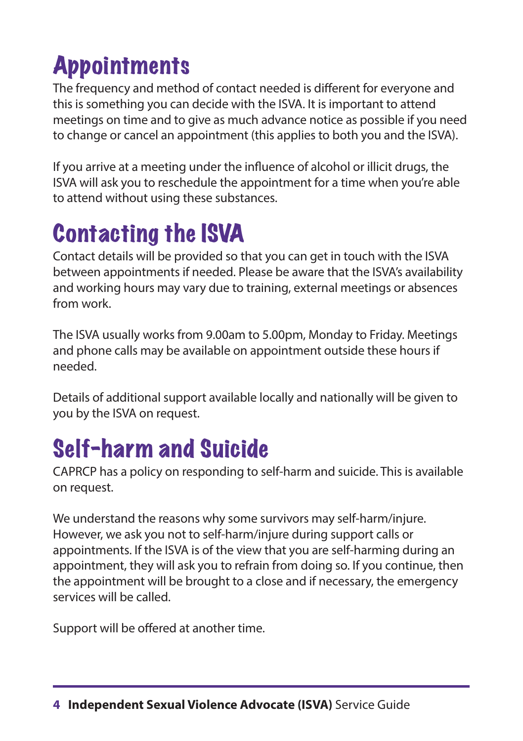# Appointments

The frequency and method of contact needed is different for everyone and this is something you can decide with the ISVA. It is important to attend meetings on time and to give as much advance notice as possible if you need to change or cancel an appointment (this applies to both you and the ISVA).

If you arrive at a meeting under the influence of alcohol or illicit drugs, the ISVA will ask you to reschedule the appointment for a time when you're able to attend without using these substances.

# Contacting the ISVA

Contact details will be provided so that you can get in touch with the ISVA between appointments if needed. Please be aware that the ISVA's availability and working hours may vary due to training, external meetings or absences from work.

The ISVA usually works from 9.00am to 5.00pm, Monday to Friday. Meetings and phone calls may be available on appointment outside these hours if needed.

Details of additional support available locally and nationally will be given to you by the ISVA on request.

# Self-harm and Suicide

CAPRCP has a policy on responding to self-harm and suicide. This is available on request.

We understand the reasons why some survivors may self-harm/injure. However, we ask you not to self-harm/injure during support calls or appointments. If the ISVA is of the view that you are self-harming during an appointment, they will ask you to refrain from doing so. If you continue, then the appointment will be brought to a close and if necessary, the emergency services will be called.

Support will be offered at another time.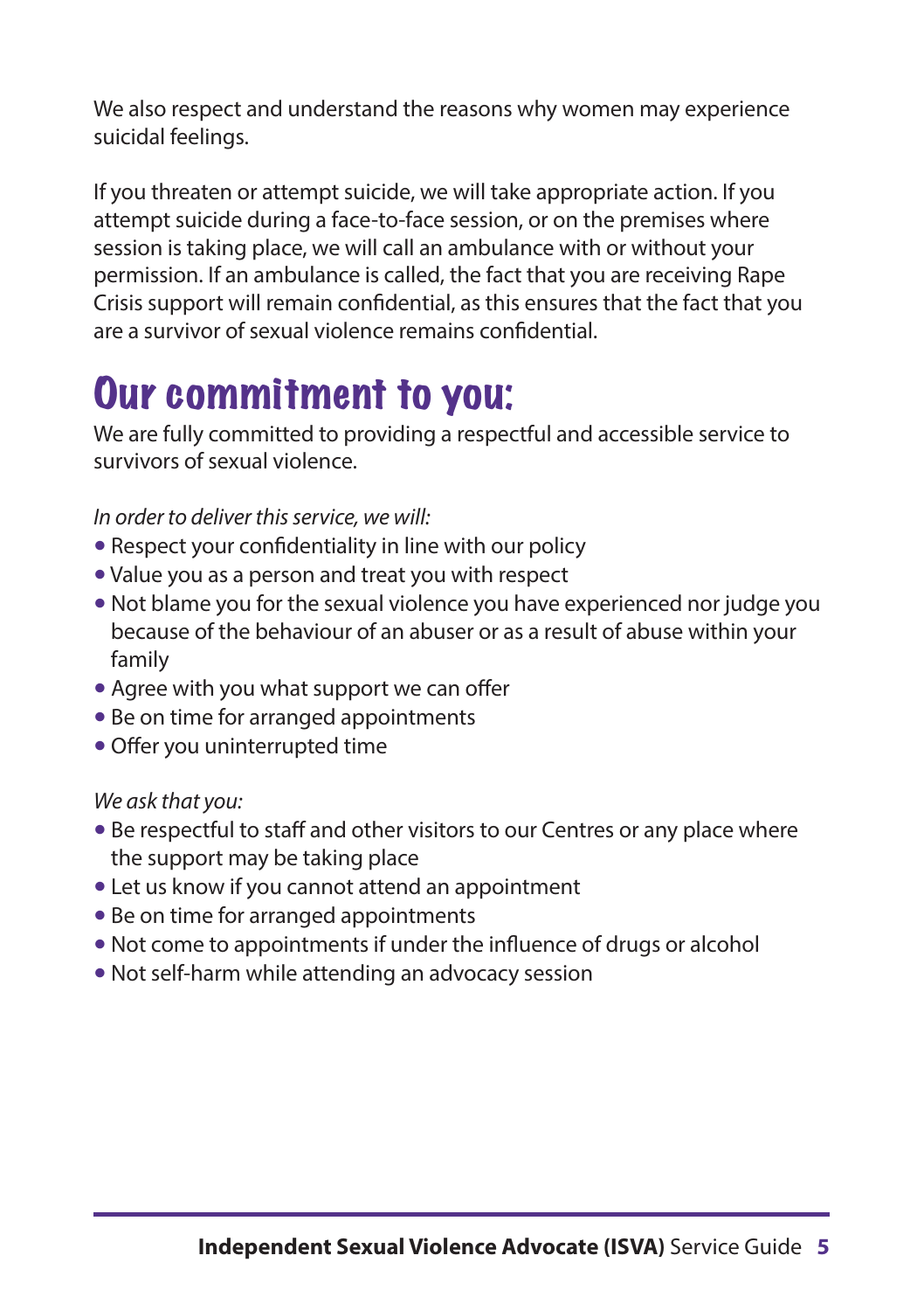We also respect and understand the reasons why women may experience suicidal feelings.

If you threaten or attempt suicide, we will take appropriate action. If you attempt suicide during a face-to-face session, or on the premises where session is taking place, we will call an ambulance with or without your permission. If an ambulance is called, the fact that you are receiving Rape Crisis support will remain confidential, as this ensures that the fact that you are a survivor of sexual violence remains confidential.

## Our commitment to you:

We are fully committed to providing a respectful and accessible service to survivors of sexual violence.

*In order to deliver this service, we will:*

- Respect your confidentiality in line with our policy
- Value you as a person and treat you with respect
- Not blame you for the sexual violence you have experienced nor judge you because of the behaviour of an abuser or as a result of abuse within your family
- Agree with you what support we can offer
- Be on time for arranged appointments
- Offer you uninterrupted time

*We ask that you:*

- Be respectful to staff and other visitors to our Centres or any place where the support may be taking place
- Let us know if you cannot attend an appointment
- Be on time for arranged appointments
- Not come to appointments if under the influence of drugs or alcohol
- Not self-harm while attending an advocacy session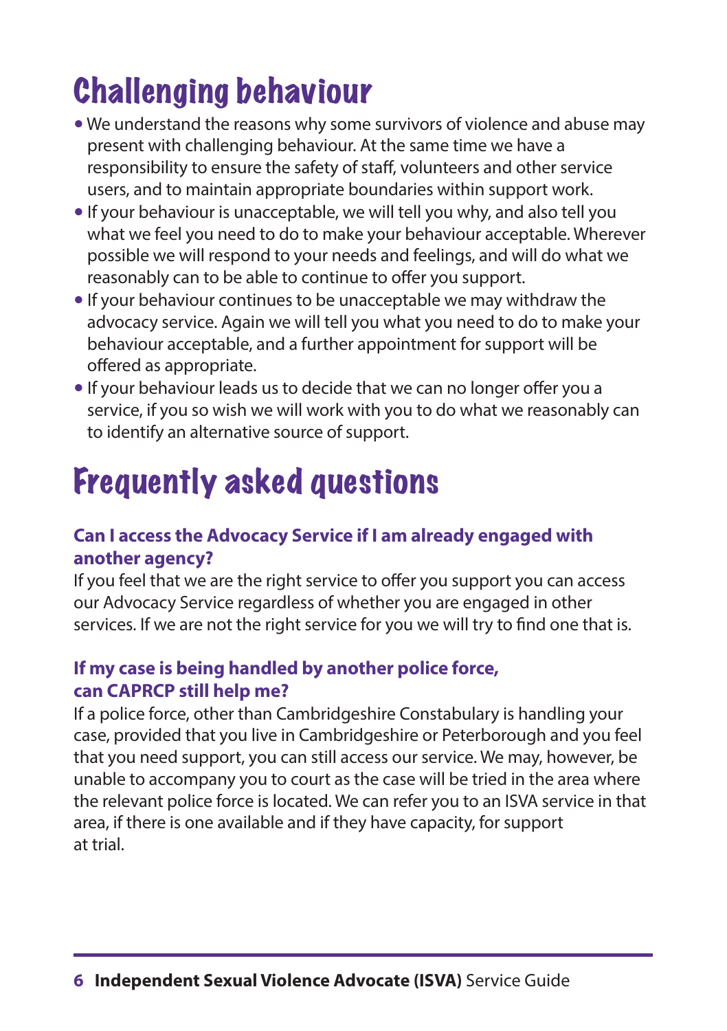# Challenging behaviour

- We understand the reasons why some survivors of violence and abuse may present with challenging behaviour. At the same time we have a responsibility to ensure the safety of staff, volunteers and other service users, and to maintain appropriate boundaries within support work.
- If your behaviour is unacceptable, we will tell you why, and also tell you what we feel you need to do to make your behaviour acceptable. Wherever possible we will respond to your needs and feelings, and will do what we reasonably can to be able to continue to offer you support.
- If your behaviour continues to be unacceptable we may withdraw the advocacy service. Again we will tell you what you need to do to make your behaviour acceptable, and a further appointment for support will be offered as appropriate.
- If your behaviour leads us to decide that we can no longer offer you a service, if you so wish we will work with you to do what we reasonably can to identify an alternative source of support.

# Frequently asked questions

### Can I access the Advocacy Service if I am already engaged with another agency?

If you feel that we are the right service to offer you support you can access our Advocacy Service regardless of whether you are engaged in other services. If we are not the right service for you we will try to find one that is.

### If my case is being handled by another police force, can CAPRCP still help me?

If a police force, other than Cambridgeshire Constabulary is handling your case, provided that you live in Cambridgeshire or Peterborough and you feel that you need support, you can still access our service. We may, however, be unable to accompany you to court as the case will be tried in the area where the relevant police force is located. We can refer you to an ISVA service in that area, if there is one available and if they have capacity, for support at trial.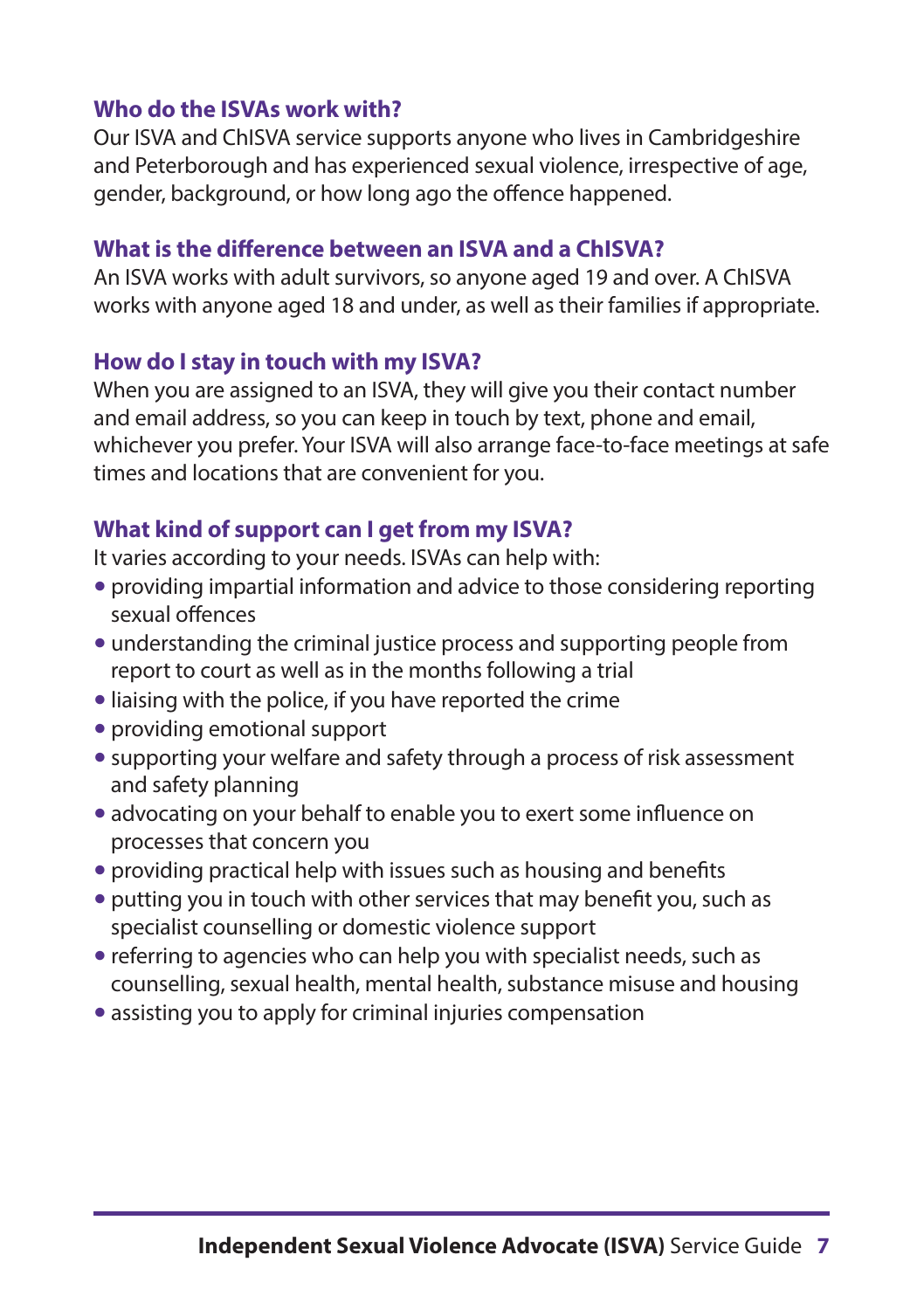### Who do the ISVAs work with?

Our ISVA and ChISVA service supports anyone who lives in Cambridgeshire and Peterborough and has experienced sexual violence, irrespective of age, gender, background, or how long ago the offence happened.

### What is the difference between an ISVA and a ChISVA?

An ISVA works with adult survivors, so anyone aged 19 and over. A ChISVA works with anyone aged 18 and under, as well as their families if appropriate.

### How do I stay in touch with my ISVA?

When you are assigned to an ISVA, they will give you their contact number and email address, so you can keep in touch by text, phone and email, whichever you prefer. Your ISVA will also arrange face-to-face meetings at safe times and locations that are convenient for you.

### What kind of support can I get from my ISVA?

It varies according to your needs. ISVAs can help with:

- providing impartial information and advice to those considering reporting sexual offences
- understanding the criminal justice process and supporting people from report to court as well as in the months following a trial
- liaising with the police, if you have reported the crime
- providing emotional support
- supporting your welfare and safety through a process of risk assessment and safety planning
- advocating on your behalf to enable you to exert some influence on processes that concern you
- providing practical help with issues such as housing and benefits
- putting you in touch with other services that may benefit you, such as specialist counselling or domestic violence support
- referring to agencies who can help you with specialist needs, such as counselling, sexual health, mental health, substance misuse and housing
- assisting you to apply for criminal injuries compensation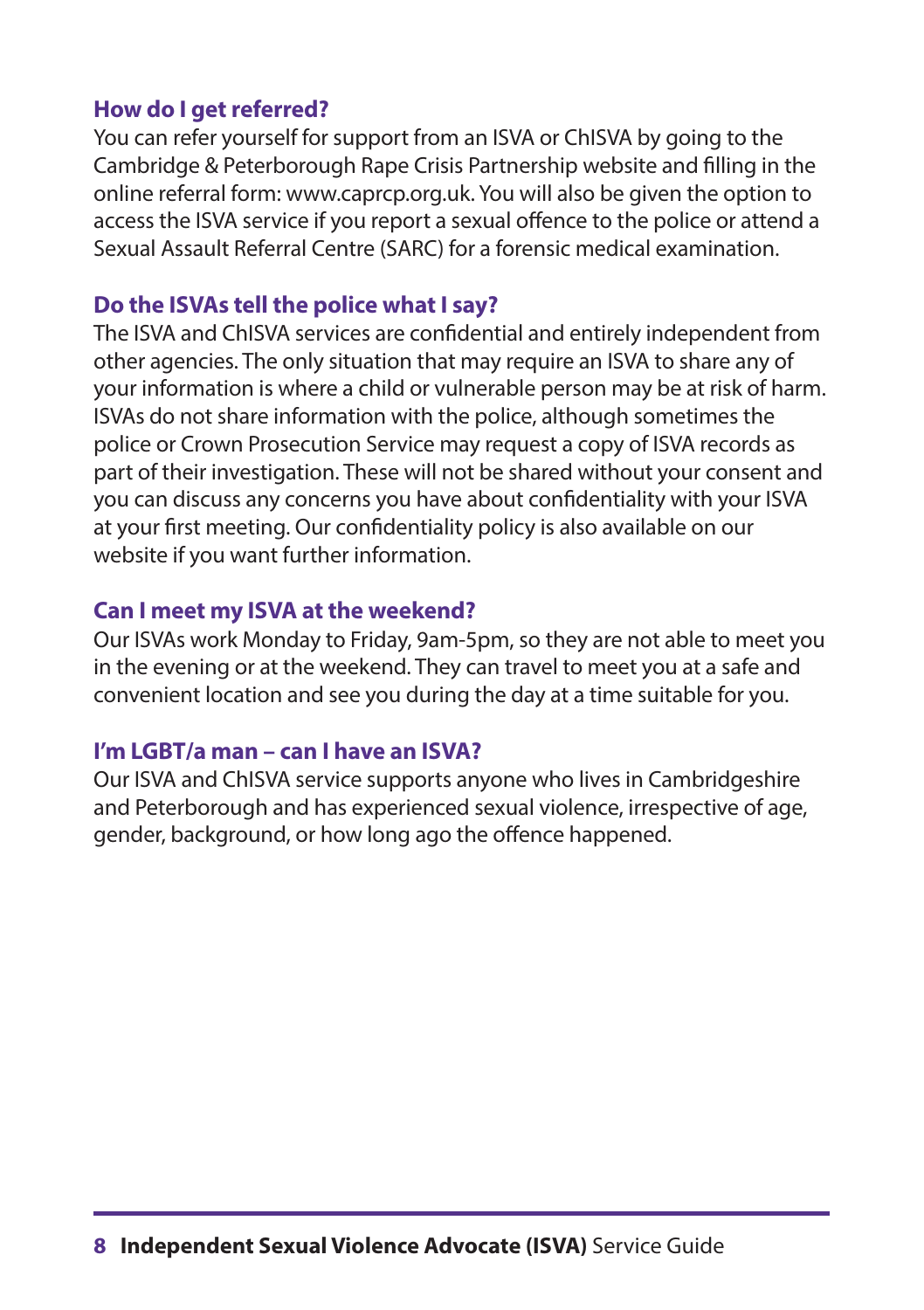### How do I get referred?

You can refer yourself for support from an ISVA or ChISVA by going to the Cambridge & Peterborough Rape Crisis Partnership website and filling in the online referral form: www.caprcp.org.uk. You will also be given the option to access the ISVA service if you report a sexual offence to the police or attend a Sexual Assault Referral Centre (SARC) for a forensic medical examination.

### Do the ISVAs tell the police what I say?

The ISVA and ChISVA services are confidential and entirely independent from other agencies. The only situation that may require an ISVA to share any of your information is where a child or vulnerable person may be at risk of harm. ISVAs do not share information with the police, although sometimes the police or Crown Prosecution Service may request a copy of ISVA records as part of their investigation. These will not be shared without your consent and you can discuss any concerns you have about confidentiality with your ISVA at your first meeting. Our confidentiality policy is also available on our website if you want further information.

### Can I meet my ISVA at the weekend?

Our ISVAs work Monday to Friday, 9am-5pm, so they are not able to meet you in the evening or at the weekend. They can travel to meet you at a safe and convenient location and see you during the day at a time suitable for you.

### I'm LGBT/a man – can I have an ISVA?

Our ISVA and ChISVA service supports anyone who lives in Cambridgeshire and Peterborough and has experienced sexual violence, irrespective of age, gender, background, or how long ago the offence happened.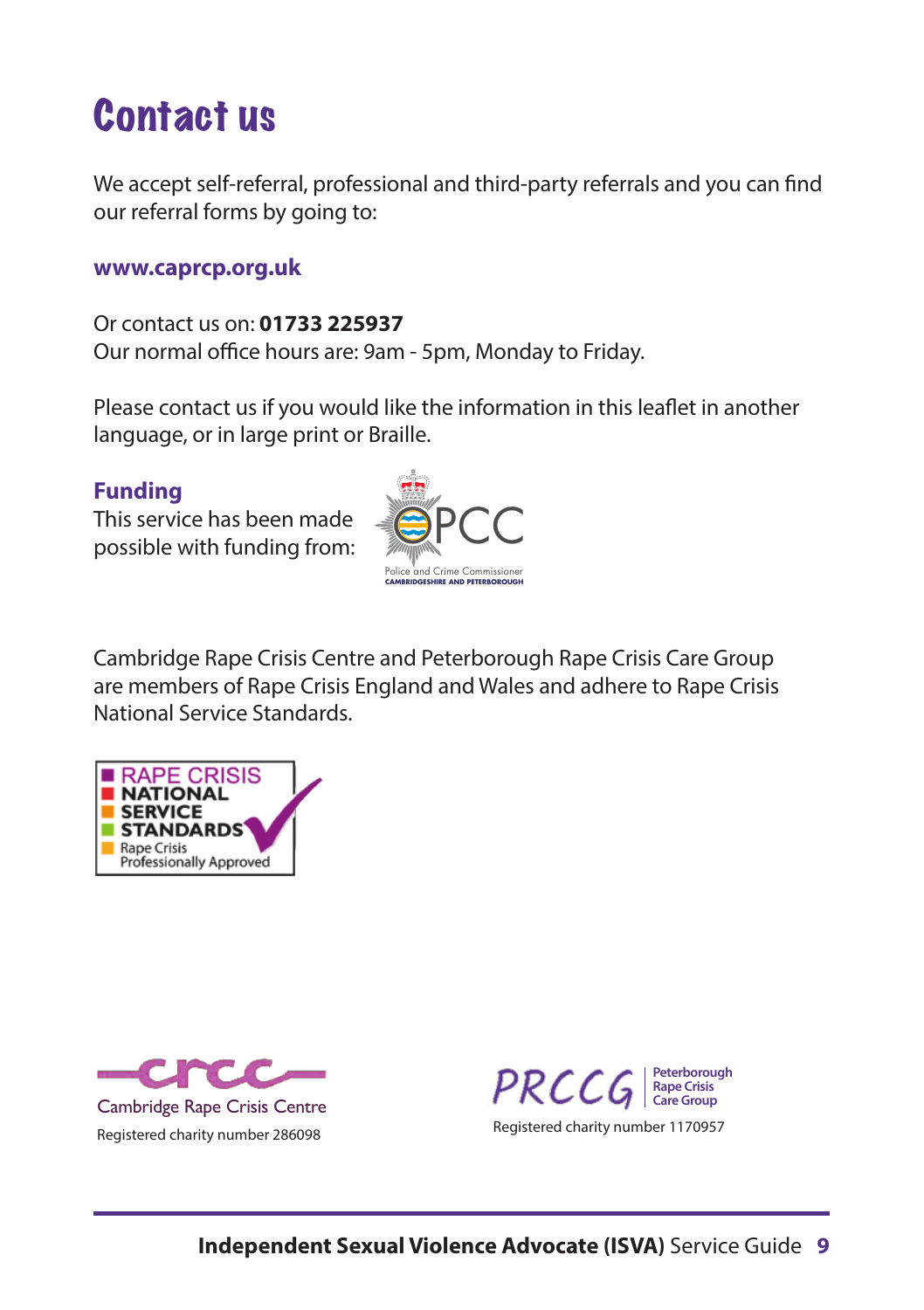# Contact us

We accept self-referral, professional and third-party referrals and you can find our referral forms by going to:

**www.caprcp.org.uk**

Or contact us on: **01733 225937**
Our normal office hours are: 9am - 5pm, Monday to Friday.

Please contact us if you would like the information in this leaflet in another language, or in large print or Braille.

## Funding

This service has been made possible with funding from:

PCC
Police and Crime Commissioner
CAMBRIDGESHIRE AND PETERBOROUGH

Cambridge Rape Crisis Centre and Peterborough Rape Crisis Care Group are members of Rape Crisis England and Wales and adhere to Rape Crisis National Service Standards.

RAPE CRISIS NATIONAL SERVICE STANDARDS
Rape Crisis Professionally Approved

Cambridge Rape Crisis Centre
Registered charity number 286098

PRCCG Peterborough Rape Crisis Care Group
Registered charity number 1170957